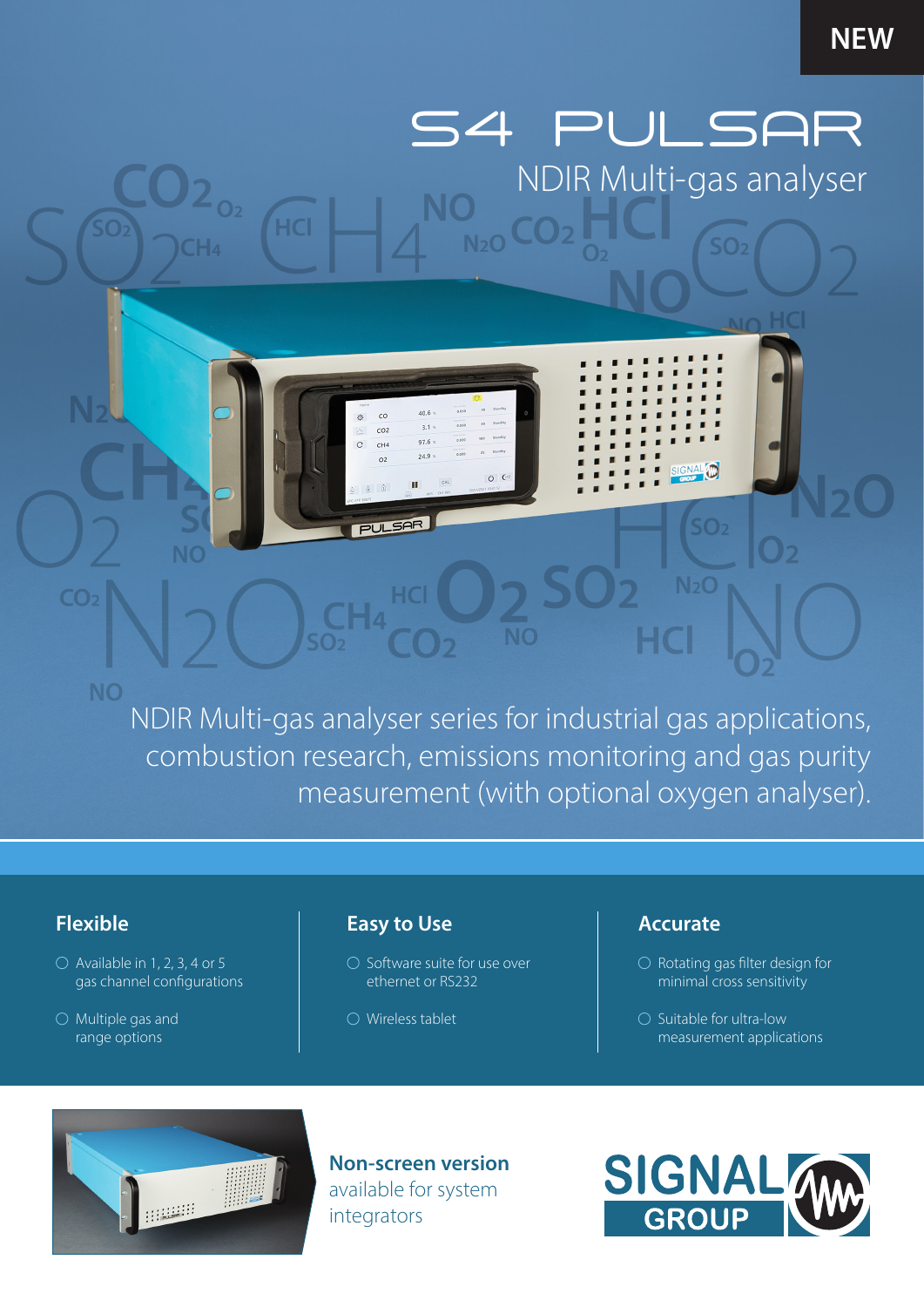NEW

# S4 PULSAR

## NDIR Multi-gas analyser

NDIR Multi-gas analyser series for industrial gas applications, combustion research, emissions monitoring and gas purity measurement (with optional oxygen analyser).

### Flexible

- Available in 1, 2, 3, 4 or 5 gas channel configurations
- Multiple gas and range options

### Easy to Use

- Software suite for use over ethernet or RS232
- Wireless tablet

### Accurate

- Rotating gas filter design for minimal cross sensitivity
- Suitable for ultra-low measurement applications

**Non-screen version** available for system integrators

SIGNAL GROUP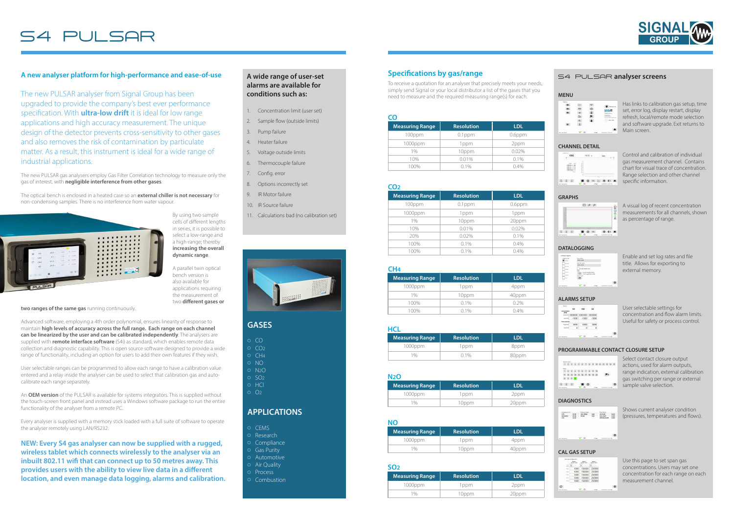# S4 PULSAR

## A new analyser platform for high-performance and ease-of-use

The new PULSAR analyser from Signal Group has been upgraded to provide the company's best ever performance specification. With **ultra-low drift** it is ideal for low range applications and high accuracy measurement. The unique design of the detector prevents cross-sensitivity to other gases and also removes the risk of contamination by particulate matter. As a result, this instrument is ideal for a wide range of industrial applications.

The new PULSAR gas analysers employ Gas Filter Correlation technology to measure only the gas of interest, with **negligible interference from other gases**.

The optical bench is enclosed in a heated case so an **external chiller is not necessary** for non-condensing samples. There is no interference from water vapour.

By using two sample cells of different lengths in series, it is possible to select a low-range and a high-range; thereby **increasing the overall dynamic range**.

A parallel twin optical bench version is also available for applications requiring the measurement of two **different gases or two ranges of the same gas** running continuously.

Advanced software, employing a 4th order polynomial, ensures linearity of response to maintain **high levels of accuracy across the full range. Each range on each channel can be linearized by the user and can be calibrated independently**. The analysers are supplied with **remote interface software** (S4i) as standard, which enables remote data collection and diagnostic capability. This is open source software designed to provide a wide range of functionality, including an option for users to add their own features if they wish.

User selectable ranges can be programmed to allow each range to have a calibration value entered and a relay inside the analyser can be used to select that calibration gas and auto-calibrate each range separately.

An **OEM version** of the PULSAR is available for systems integrators. This is supplied without the touch-screen front panel and instead uses a Windows software package to run the entire functionality of the analyser from a remote PC.

Every analyser is supplied with a memory stick loaded with a full suite of software to operate the analyser remotely using LAN/RS232.

**NEW: Every S4 gas analyser can now be supplied with a rugged, wireless tablet which connects wirelessly to the analyser via an inbuilt 802.11 wifi that can connect up to 50 metres away. This provides users with the ability to view live data in a different location, and even manage data logging, alarms and calibration.**

### A wide range of user-set alarms are available for conditions such as:

1. Concentration limit (user set)
2. Sample flow (outside limits)
3. Pump failure
4. Heater failure
5. Voltage outside limits
6. Thermocouple failure
7. Config. error
8. Options incorrectly set
9. IR Motor failure
10. IR Source failure
11. Calculations bad (no calibration set)

## GASES

- CO
- $CO_2$
- $CH_4$
- NO
- $N_2O$
- $SO_2$
- HCl
- $O_2$

## APPLICATIONS

- CEMS
- Research
- Compliance
- Gas Purity
- Automotive
- Air Quality
- Process
- Combustion

## Specifications by gas/range

To receive a quotation for an analyser that precisely meets your needs, simply send Signal or your local distributor a list of the gases that you need to measure and the required measuring range(s) for each.

### CO

| Measuring Range | Resolution | LDL |
|---|---|---|
| 100ppm | 0.1ppm | 0.6ppm |
| 1000ppm | 1ppm | 2ppm |
| 1% | 10ppm | 0.02% |
| 10% | 0.01% | 0.1% |
| 100% | 0.1% | 0.4% |

### $CO_2$

| Measuring Range | Resolution | LDL |
|---|---|---|
| 100ppm | 0.1ppm | 0.6ppm |
| 1000ppm | 1ppm | 1ppm |
| 1% | 10ppm | 20ppm |
| 10% | 0.01% | 0.02% |
| 20% | 0.02% | 0.1% |
| 100% | 0.1% | 0.4% |
| 100% | 0.1% | 0.4% |

### $CH_4$

| Measuring Range | Resolution | LDL |
|---|---|---|
| 1000ppm | 1ppm | 4ppm |
| 1% | 10ppm | 40ppm |
| 100% | 0.1% | 0.2% |
| 100% | 0.1% | 0.4% |

### HCL

| Measuring Range | Resolution | LDL |
|---|---|---|
| 1000ppm | 1ppm | 8ppm |
| 1% | 0.1% | 80ppm |

### $N_2O$

| Measuring Range | Resolution | LDL |
|---|---|---|
| 1000ppm | 1ppm | 2ppm |
| 1% | 10ppm | 20ppm |

### NO

| Measuring Range | Resolution | LDL |
|---|---|---|
| 1000ppm | 1ppm | 4ppm |
| 1% | 10ppm | 40ppm |

### $SO_2$

| Measuring Range | Resolution | LDL |
|---|---|---|
| 1000ppm | 1ppm | 2ppm |
| 1% | 10ppm | 20ppm |

## S4 PULSAR analyser screens

**MENU**

Has links to calibration gas setup, time set, error log, display restart, display refresh, local/remote mode selection and software upgrade. Exit returns to Main screen.

**CHANNEL DETAIL**

Control and calibration of individual gas measurement channel. Contains chart for visual trace of concentration. Range selection and other channel specific information.

**GRAPHS**

A visual log of recent concentration measurements for all channels, shown as percentage of range.

**DATALOGGING**

Enable and set log rates and file title. Allows for exporting to external memory.

**ALARMS SETUP**

User selectable settings for concentration and flow alarm limits. Useful for safety or process control.

**PROGRAMMABLE CONTACT CLOSURE SETUP**

Select contact closure output actions, used for alarm outputs, range indication, external calibration gas switching per range or external sample valve selection.

**DIAGNOSTICS**

Shows current analyser condition (pressures, temperatures and flows).

**CAL GAS SETUP**

Use this page to set span gas concentrations. Users may set one concentration for each range on each measurement channel.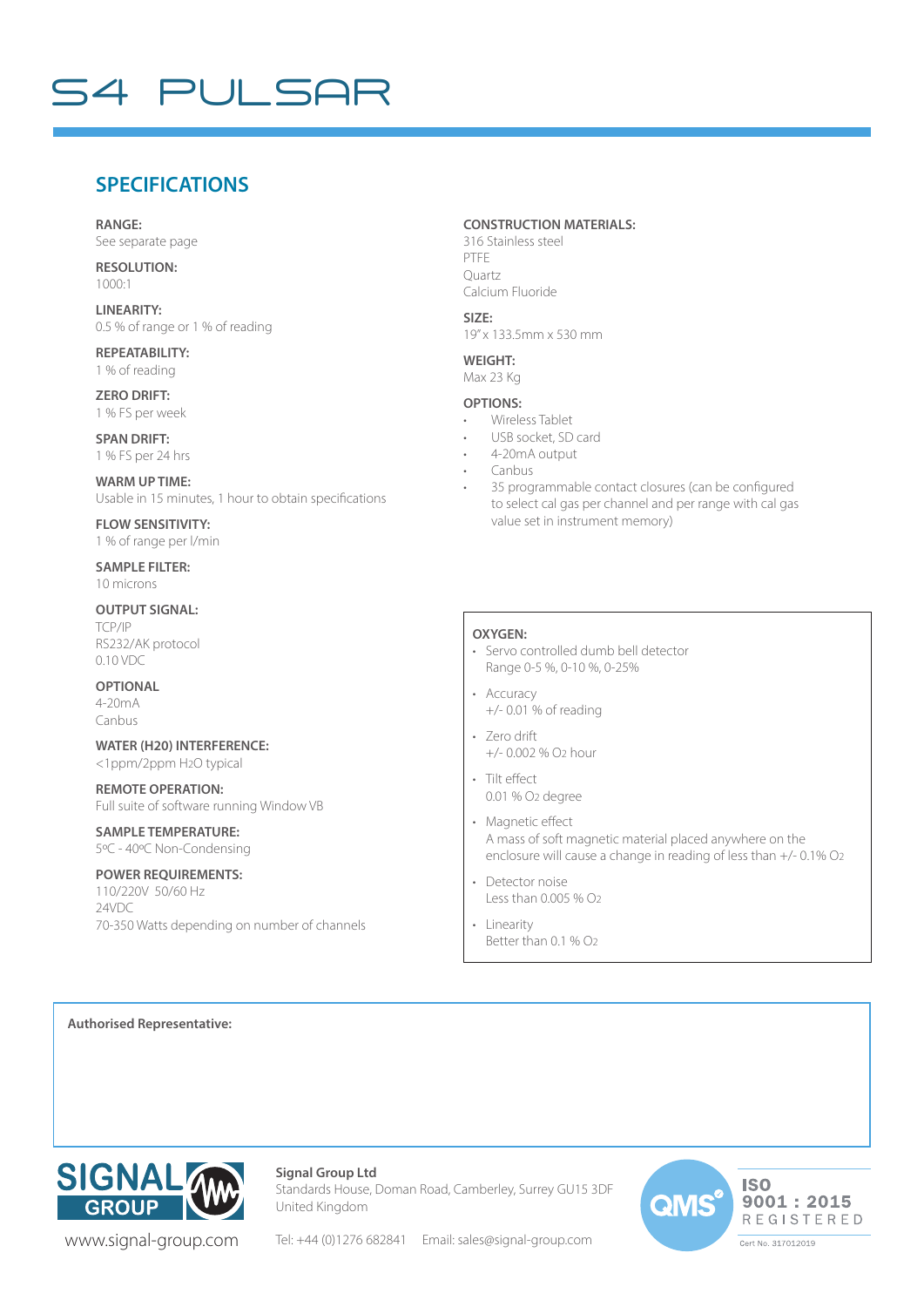# S4 PULSAR

## SPECIFICATIONS

**RANGE:**
See separate page

**RESOLUTION:**
1000:1

**LINEARITY:**
0.5 % of range or 1 % of reading

**REPEATABILITY:**
1 % of reading

**ZERO DRIFT:**
1 % FS per week

**SPAN DRIFT:**
1 % FS per 24 hrs

**WARM UP TIME:**
Usable in 15 minutes, 1 hour to obtain specifications

**FLOW SENSITIVITY:**
1 % of range per l/min

**SAMPLE FILTER:**
10 microns

**OUTPUT SIGNAL:**
TCP/IP
RS232/AK protocol
0.10 VDC

**OPTIONAL**
4-20mA
Canbus

**WATER (H20) INTERFERENCE:**
<1ppm/2ppm $H_2O$ typical

**REMOTE OPERATION:**
Full suite of software running Window VB

**SAMPLE TEMPERATURE:**
5ºC - 40ºC Non-Condensing

**POWER REQUIREMENTS:**
110/220V 50/60 Hz
24VDC
70-350 Watts depending on number of channels

**CONSTRUCTION MATERIALS:**
316 Stainless steel
PTFE
Quartz
Calcium Fluoride

**SIZE:**
19" x 133.5mm x 530 mm

**WEIGHT:**
Max 23 Kg

**OPTIONS:**

- Wireless Tablet
- USB socket, SD card
- 4-20mA output
- Canbus
- 35 programmable contact closures (can be configured to select cal gas per channel and per range with cal gas value set in instrument memory)

**OXYGEN:**

- Servo controlled dumb bell detector
  Range 0-5 %, 0-10 %, 0-25%
- Accuracy
  +/- 0.01 % of reading
- Zero drift
  +/- 0.002 % $O_2$ hour
- Tilt effect
  0.01 % $O_2$ degree
- Magnetic effect
  A mass of soft magnetic material placed anywhere on the enclosure will cause a change in reading of less than +/- 0.1% $O_2$
- Detector noise
  Less than 0.005 % $O_2$
- Linearity
  Better than 0.1 % $O_2$

**Authorised Representative:**

SIGNAL GROUP

www.signal-group.com

**Signal Group Ltd**
Standards House, Doman Road, Camberley, Surrey GU15 3DF
United Kingdom

Tel: +44 (0)1276 682841 Email: sales@signal-group.com

QMS

ISO 9001 : 2015 REGISTERED

Cert No. 317012019